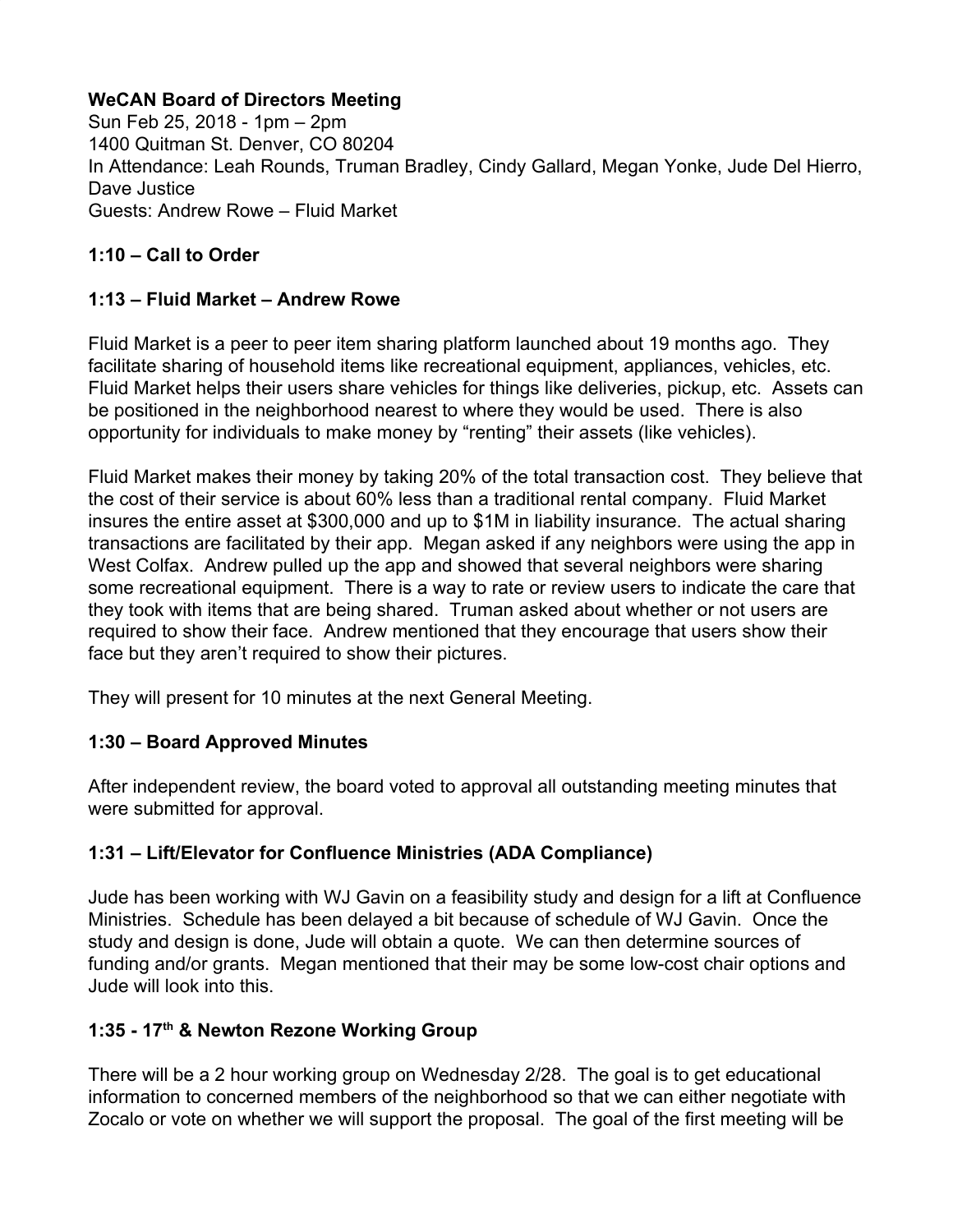**WeCAN Board of Directors Meeting**
Sun Feb 25, 2018 - 1pm – 2pm
1400 Quitman St. Denver, CO 80204
In Attendance: Leah Rounds, Truman Bradley, Cindy Gallard, Megan Yonke, Jude Del Hierro, Dave Justice
Guests: Andrew Rowe – Fluid Market

**1:10 – Call to Order**

**1:13 – Fluid Market – Andrew Rowe**

Fluid Market is a peer to peer item sharing platform launched about 19 months ago. They facilitate sharing of household items like recreational equipment, appliances, vehicles, etc. Fluid Market helps their users share vehicles for things like deliveries, pickup, etc. Assets can be positioned in the neighborhood nearest to where they would be used. There is also opportunity for individuals to make money by "renting" their assets (like vehicles).

Fluid Market makes their money by taking 20% of the total transaction cost. They believe that the cost of their service is about 60% less than a traditional rental company. Fluid Market insures the entire asset at $300,000 and up to $1M in liability insurance. The actual sharing transactions are facilitated by their app. Megan asked if any neighbors were using the app in West Colfax. Andrew pulled up the app and showed that several neighbors were sharing some recreational equipment. There is a way to rate or review users to indicate the care that they took with items that are being shared. Truman asked about whether or not users are required to show their face. Andrew mentioned that they encourage that users show their face but they aren't required to show their pictures.

They will present for 10 minutes at the next General Meeting.

**1:30 – Board Approved Minutes**

After independent review, the board voted to approval all outstanding meeting minutes that were submitted for approval.

**1:31 – Lift/Elevator for Confluence Ministries (ADA Compliance)**

Jude has been working with WJ Gavin on a feasibility study and design for a lift at Confluence Ministries. Schedule has been delayed a bit because of schedule of WJ Gavin. Once the study and design is done, Jude will obtain a quote. We can then determine sources of funding and/or grants. Megan mentioned that their may be some low-cost chair options and Jude will look into this.

**1:35 - 17th & Newton Rezone Working Group**

There will be a 2 hour working group on Wednesday 2/28. The goal is to get educational information to concerned members of the neighborhood so that we can either negotiate with Zocalo or vote on whether we will support the proposal. The goal of the first meeting will be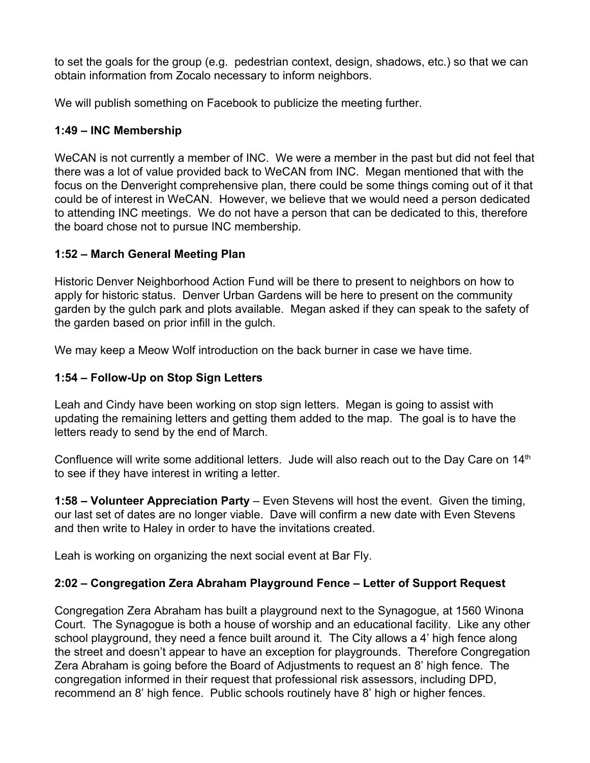to set the goals for the group (e.g. pedestrian context, design, shadows, etc.) so that we can obtain information from Zocalo necessary to inform neighbors.

We will publish something on Facebook to publicize the meeting further.

**1:49 – INC Membership**

WeCAN is not currently a member of INC. We were a member in the past but did not feel that there was a lot of value provided back to WeCAN from INC. Megan mentioned that with the focus on the Denveright comprehensive plan, there could be some things coming out of it that could be of interest in WeCAN. However, we believe that we would need a person dedicated to attending INC meetings. We do not have a person that can be dedicated to this, therefore the board chose not to pursue INC membership.

**1:52 – March General Meeting Plan**

Historic Denver Neighborhood Action Fund will be there to present to neighbors on how to apply for historic status. Denver Urban Gardens will be here to present on the community garden by the gulch park and plots available. Megan asked if they can speak to the safety of the garden based on prior infill in the gulch.

We may keep a Meow Wolf introduction on the back burner in case we have time.

**1:54 – Follow-Up on Stop Sign Letters**

Leah and Cindy have been working on stop sign letters. Megan is going to assist with updating the remaining letters and getting them added to the map. The goal is to have the letters ready to send by the end of March.

Confluence will write some additional letters. Jude will also reach out to the Day Care on 14th to see if they have interest in writing a letter.

**1:58 – Volunteer Appreciation Party** – Even Stevens will host the event. Given the timing, our last set of dates are no longer viable. Dave will confirm a new date with Even Stevens and then write to Haley in order to have the invitations created.

Leah is working on organizing the next social event at Bar Fly.

**2:02 – Congregation Zera Abraham Playground Fence – Letter of Support Request**

Congregation Zera Abraham has built a playground next to the Synagogue, at 1560 Winona Court. The Synagogue is both a house of worship and an educational facility. Like any other school playground, they need a fence built around it. The City allows a 4' high fence along the street and doesn't appear to have an exception for playgrounds. Therefore Congregation Zera Abraham is going before the Board of Adjustments to request an 8' high fence. The congregation informed in their request that professional risk assessors, including DPD, recommend an 8' high fence. Public schools routinely have 8' high or higher fences.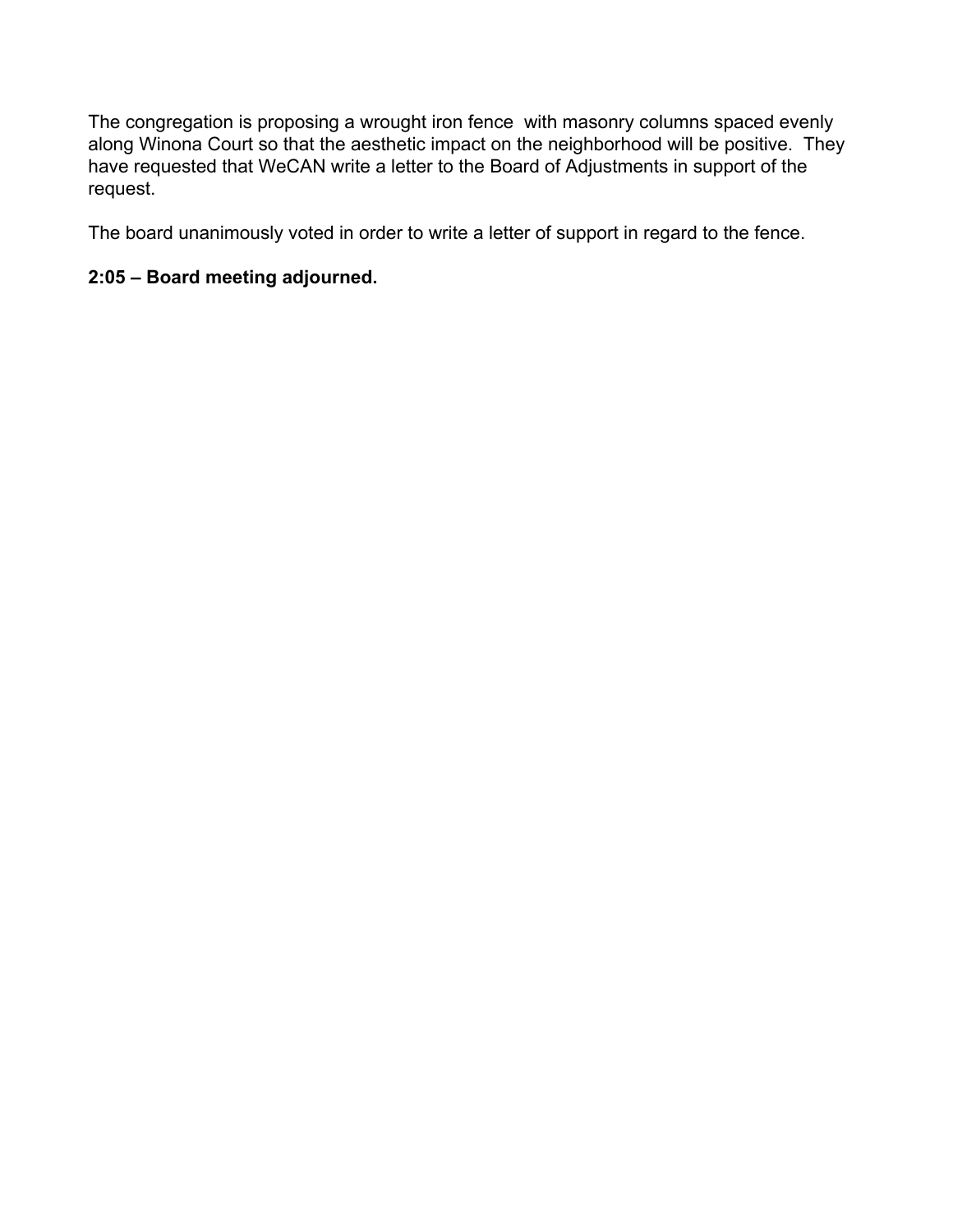The congregation is proposing a wrought iron fence with masonry columns spaced evenly along Winona Court so that the aesthetic impact on the neighborhood will be positive. They have requested that WeCAN write a letter to the Board of Adjustments in support of the request.

The board unanimously voted in order to write a letter of support in regard to the fence.

**2:05 – Board meeting adjourned.**